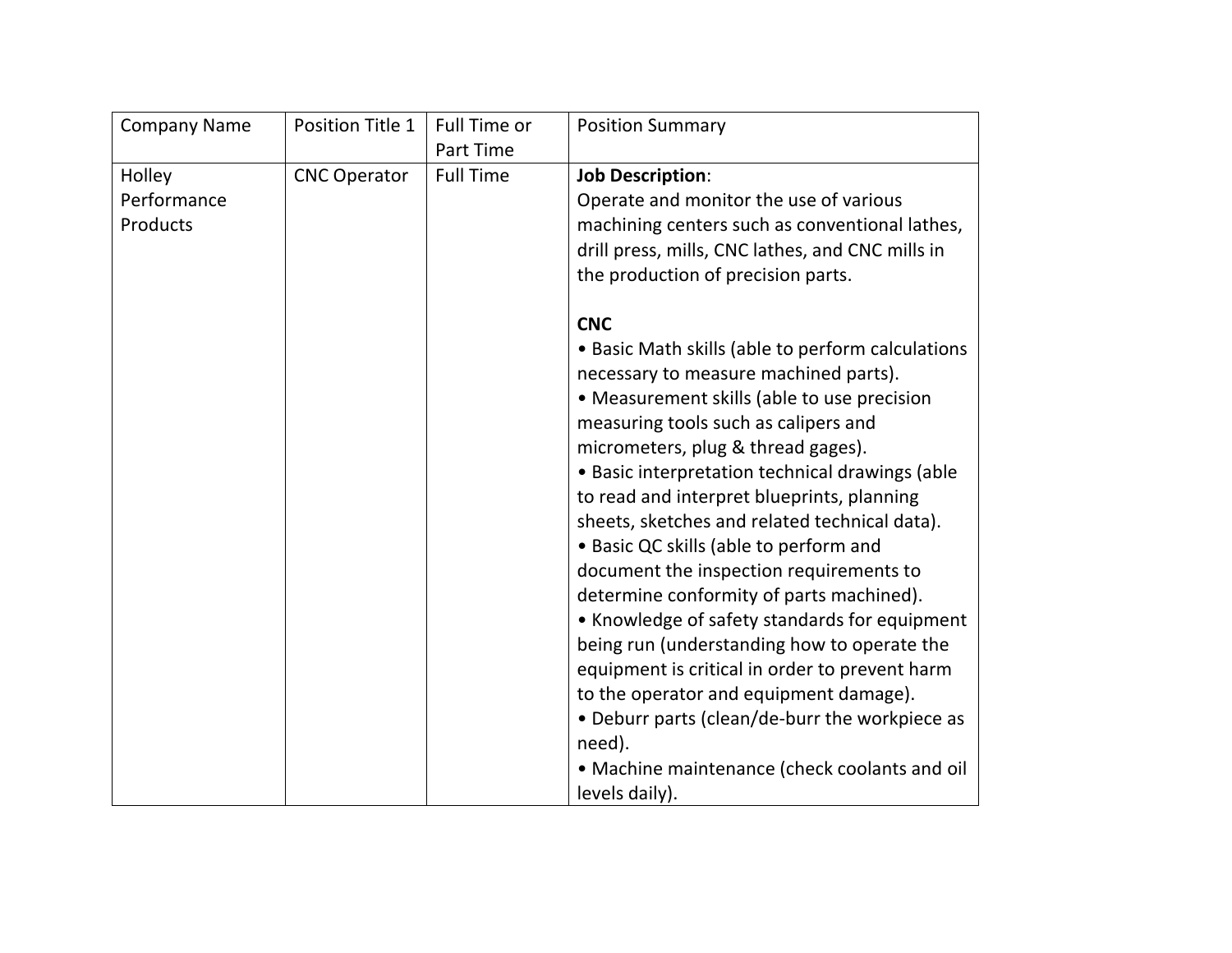| Company Name | Position Title 1 | Full Time or Part Time | Position Summary |
|---|---|---|---|
| Holley Performance Products | CNC Operator | Full Time | **Job Description**:<br>Operate and monitor the use of various machining centers such as conventional lathes, drill press, mills, CNC lathes, and CNC mills in the production of precision parts.<br><br>**CNC**<br>• Basic Math skills (able to perform calculations necessary to measure machined parts).<br>• Measurement skills (able to use precision measuring tools such as calipers and micrometers, plug & thread gages).<br>• Basic interpretation technical drawings (able to read and interpret blueprints, planning sheets, sketches and related technical data).<br>• Basic QC skills (able to perform and document the inspection requirements to determine conformity of parts machined).<br>• Knowledge of safety standards for equipment being run (understanding how to operate the equipment is critical in order to prevent harm to the operator and equipment damage).<br>• Deburr parts (clean/de-burr the workpiece as need).<br>• Machine maintenance (check coolants and oil levels daily). |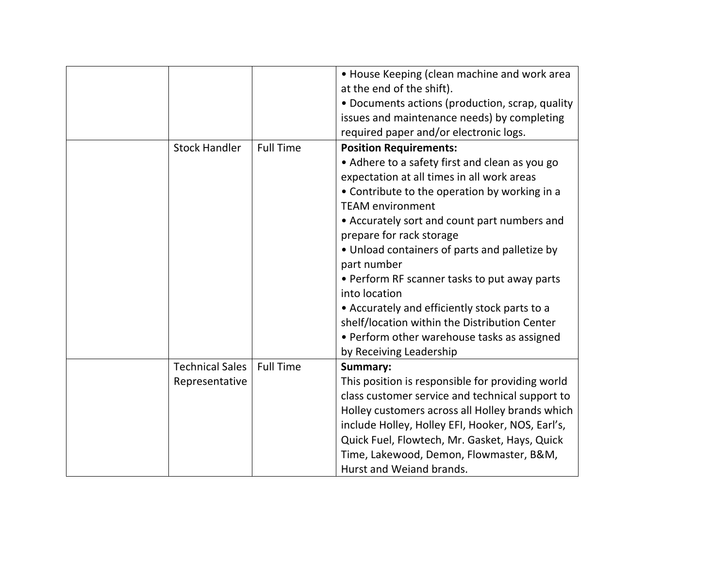| | | | |
|---|---|---|---|
| | | | • House Keeping (clean machine and work area at the end of the shift).<br>• Documents actions (production, scrap, quality issues and maintenance needs) by completing required paper and/or electronic logs. |
| | Stock Handler | Full Time | **Position Requirements:**<br>• Adhere to a safety first and clean as you go expectation at all times in all work areas<br>• Contribute to the operation by working in a TEAM environment<br>• Accurately sort and count part numbers and prepare for rack storage<br>• Unload containers of parts and palletize by part number<br>• Perform RF scanner tasks to put away parts into location<br>• Accurately and efficiently stock parts to a shelf/location within the Distribution Center<br>• Perform other warehouse tasks as assigned by Receiving Leadership |
| | Technical Sales Representative | Full Time | **Summary:**<br>This position is responsible for providing world class customer service and technical support to Holley customers across all Holley brands which include Holley, Holley EFI, Hooker, NOS, Earl's, Quick Fuel, Flowtech, Mr. Gasket, Hays, Quick Time, Lakewood, Demon, Flowmaster, B&M, Hurst and Weiand brands. |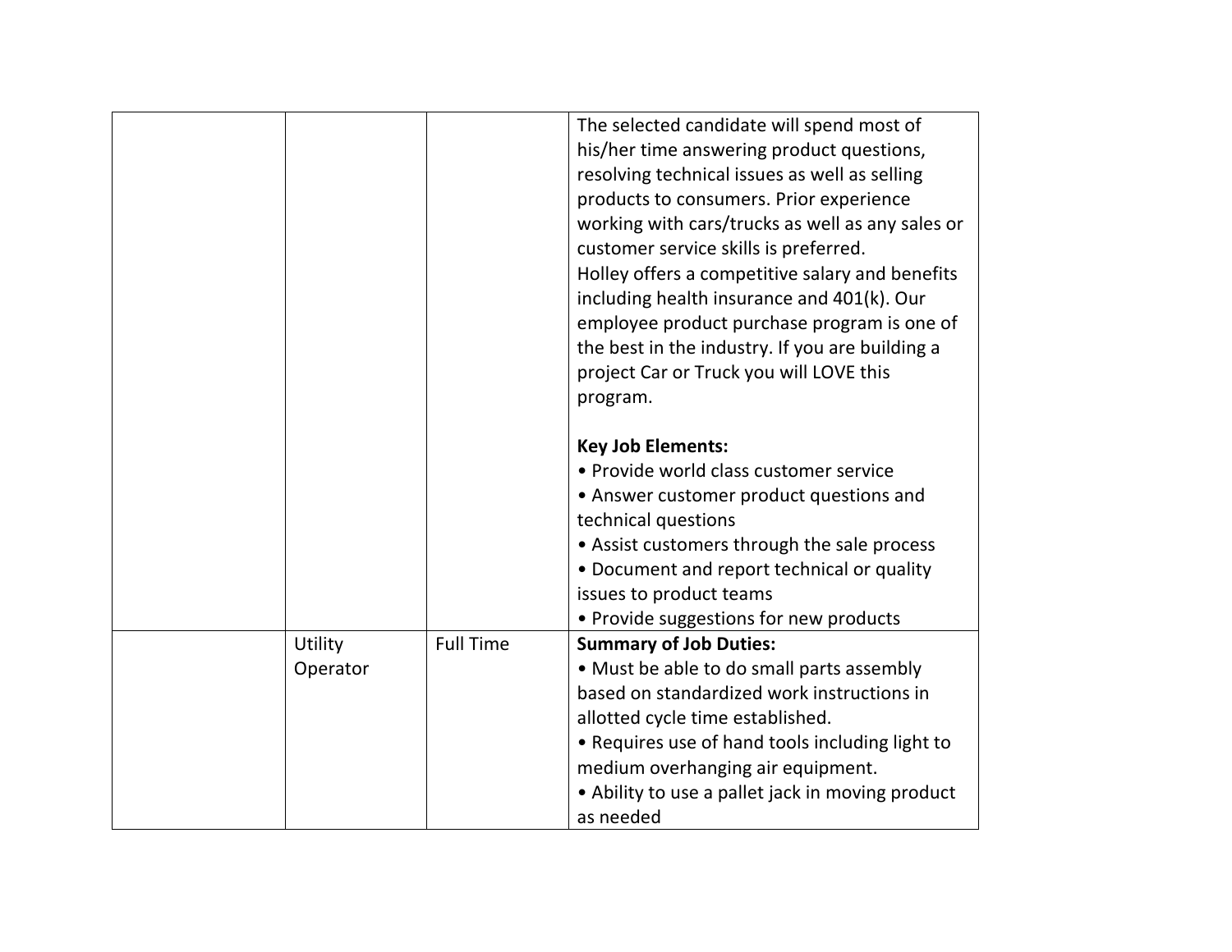| | | | |
|---|---|---|---|
| | | | The selected candidate will spend most of his/her time answering product questions, resolving technical issues as well as selling products to consumers. Prior experience working with cars/trucks as well as any sales or customer service skills is preferred.<br>Holley offers a competitive salary and benefits including health insurance and 401(k). Our employee product purchase program is one of the best in the industry. If you are building a project Car or Truck you will LOVE this program.<br><br>**Key Job Elements:**<br>• Provide world class customer service<br>• Answer customer product questions and technical questions<br>• Assist customers through the sale process<br>• Document and report technical or quality issues to product teams<br>• Provide suggestions for new products |
| | Utility Operator | Full Time | **Summary of Job Duties:**<br>• Must be able to do small parts assembly based on standardized work instructions in allotted cycle time established.<br>• Requires use of hand tools including light to medium overhanging air equipment.<br>• Ability to use a pallet jack in moving product as needed |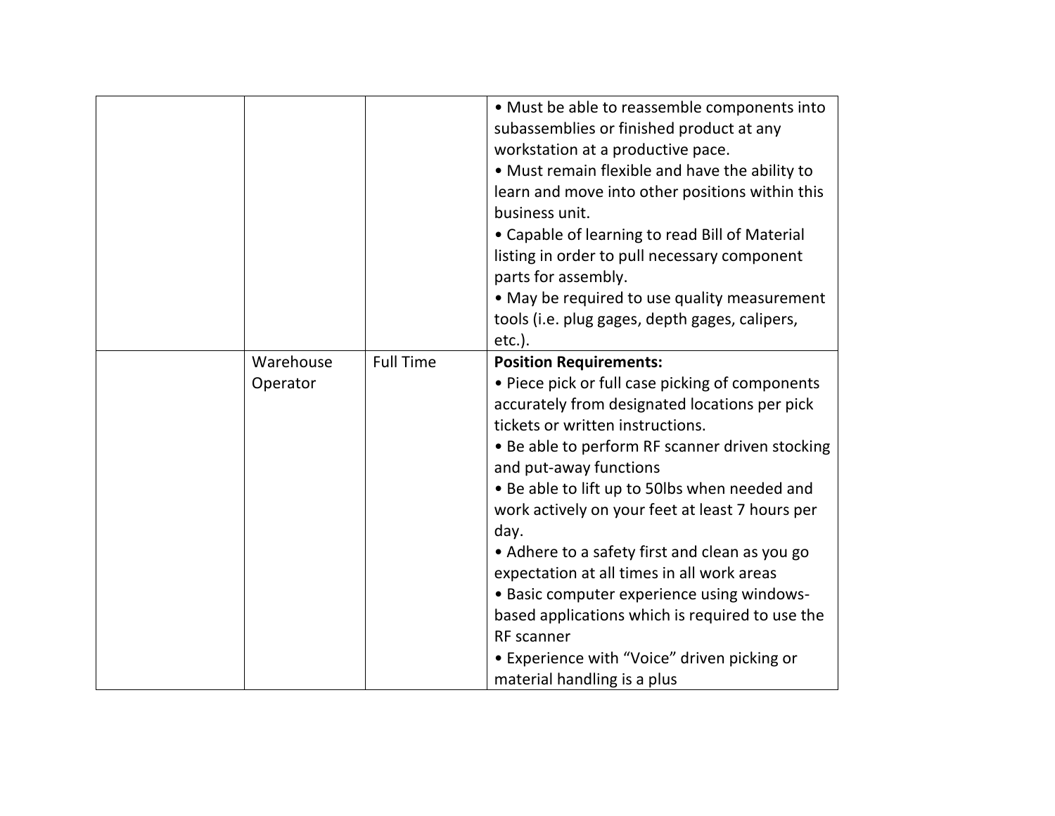| | | | |
|---|---|---|---|
| | | | • Must be able to reassemble components into subassemblies or finished product at any workstation at a productive pace.<br>• Must remain flexible and have the ability to learn and move into other positions within this business unit.<br>• Capable of learning to read Bill of Material listing in order to pull necessary component parts for assembly.<br>• May be required to use quality measurement tools (i.e. plug gages, depth gages, calipers, etc.). |
| | Warehouse Operator | Full Time | **Position Requirements:**<br>• Piece pick or full case picking of components accurately from designated locations per pick tickets or written instructions.<br>• Be able to perform RF scanner driven stocking and put-away functions<br>• Be able to lift up to 50lbs when needed and work actively on your feet at least 7 hours per day.<br>• Adhere to a safety first and clean as you go expectation at all times in all work areas<br>• Basic computer experience using windows-based applications which is required to use the RF scanner<br>• Experience with "Voice" driven picking or material handling is a plus |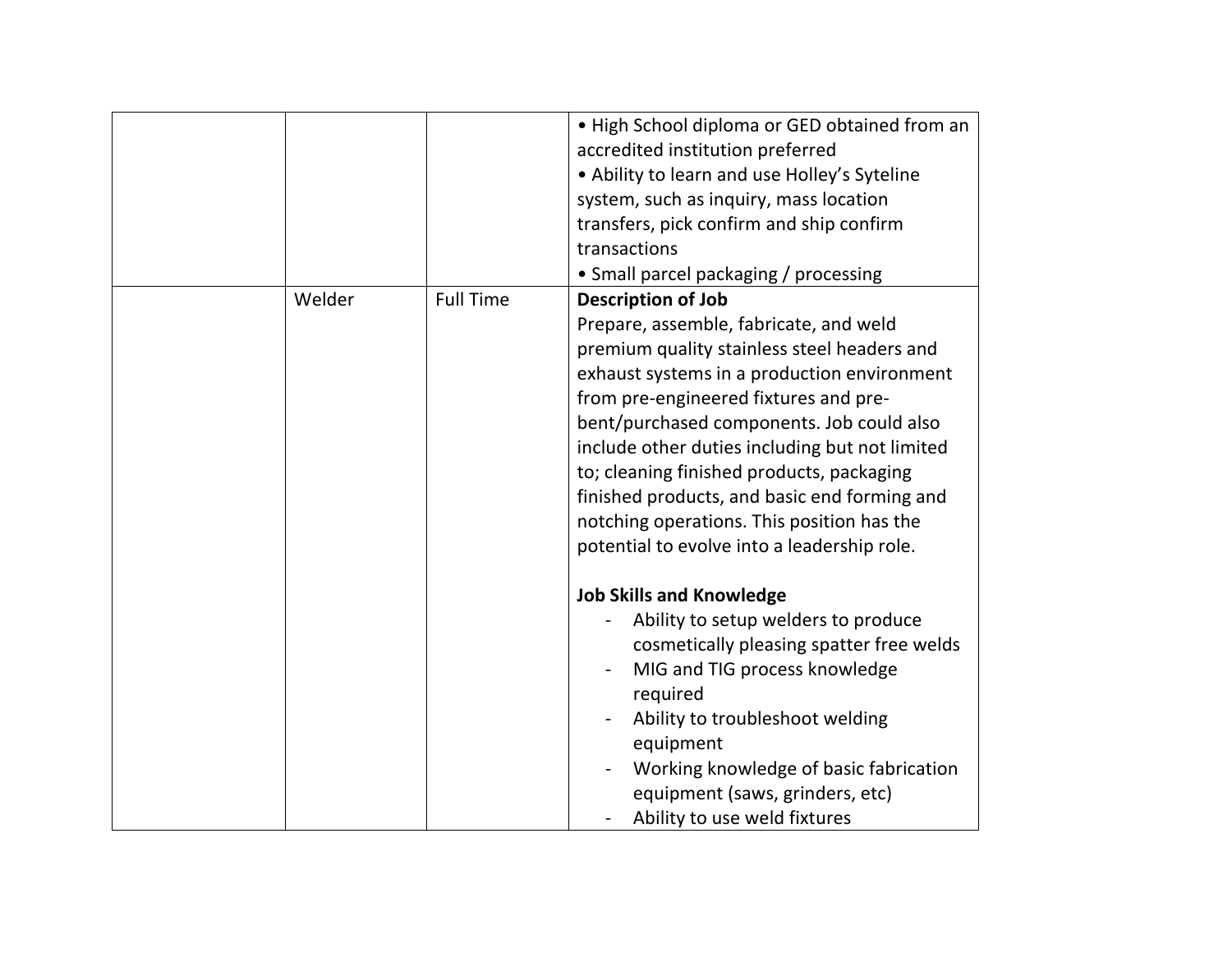| | | | |
|---|---|---|---|
| | | | • High School diploma or GED obtained from an accredited institution preferred<br>• Ability to learn and use Holley's Syteline system, such as inquiry, mass location transfers, pick confirm and ship confirm transactions<br>• Small parcel packaging / processing |
| | Welder | Full Time | **Description of Job**<br>Prepare, assemble, fabricate, and weld premium quality stainless steel headers and exhaust systems in a production environment from pre-engineered fixtures and pre-bent/purchased components. Job could also include other duties including but not limited to; cleaning finished products, packaging finished products, and basic end forming and notching operations. This position has the potential to evolve into a leadership role.<br><br>**Job Skills and Knowledge**<br>- Ability to setup welders to produce cosmetically pleasing spatter free welds<br>- MIG and TIG process knowledge required<br>- Ability to troubleshoot welding equipment<br>- Working knowledge of basic fabrication equipment (saws, grinders, etc)<br>- Ability to use weld fixtures |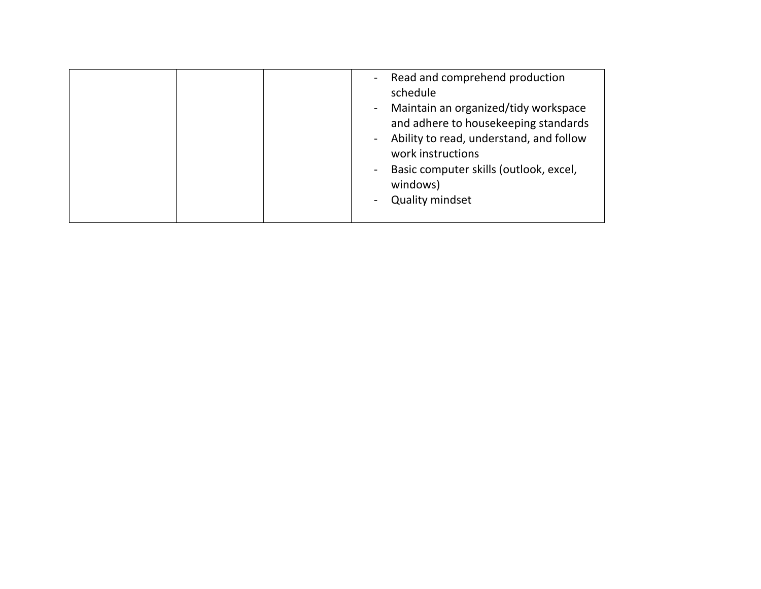| | | | |
|---|---|---|---|
| | | | - Read and comprehend production schedule<br>- Maintain an organized/tidy workspace and adhere to housekeeping standards<br>- Ability to read, understand, and follow work instructions<br>- Basic computer skills (outlook, excel, windows)<br>- Quality mindset |